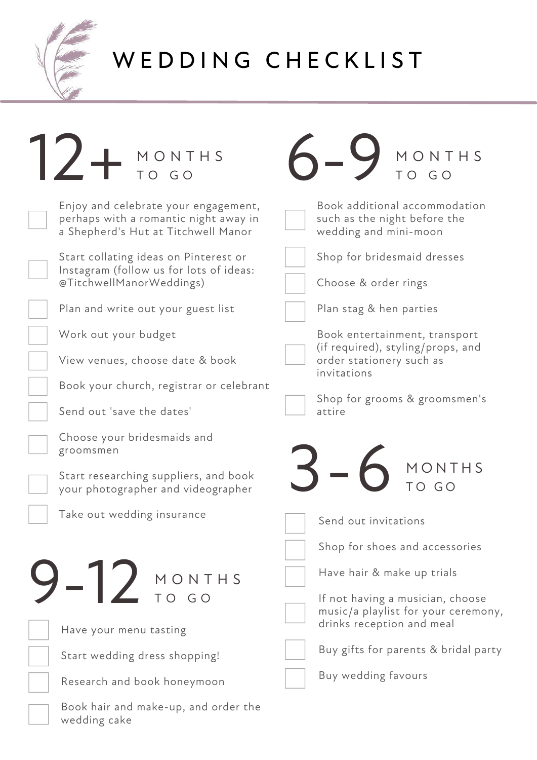# WEDDING CHECKLIST

## 12+ MONTHS TO GO

- [ ] Enjoy and celebrate your engagement, perhaps with a romantic night away in a Shepherd's Hut at Titchwell Manor
- [ ] Start collating ideas on Pinterest or Instagram (follow us for lots of ideas: @TitchwellManorWeddings)
- [ ] Plan and write out your guest list
- [ ] Work out your budget
- [ ] View venues, choose date & book
- [ ] Book your church, registrar or celebrant
- [ ] Send out 'save the dates'
- [ ] Choose your bridesmaids and groomsmen
- [ ] Start researching suppliers, and book your photographer and videographer
- [ ] Take out wedding insurance

## 9-12 MONTHS TO GO

- [ ] Have your menu tasting
- [ ] Start wedding dress shopping!
- [ ] Research and book honeymoon
- [ ] Book hair and make-up, and order the wedding cake

## 6-9 MONTHS TO GO

- [ ] Book additional accommodation such as the night before the wedding and mini-moon
- [ ] Shop for bridesmaid dresses
- [ ] Choose & order rings
- [ ] Plan stag & hen parties
- [ ] Book entertainment, transport (if required), styling/props, and order stationery such as invitations
- [ ] Shop for grooms & groomsmen's attire

## 3-6 MONTHS TO GO

- [ ] Send out invitations
- [ ] Shop for shoes and accessories
- [ ] Have hair & make up trials
- [ ] If not having a musician, choose music/a playlist for your ceremony, drinks reception and meal
- [ ] Buy gifts for parents & bridal party
- [ ] Buy wedding favours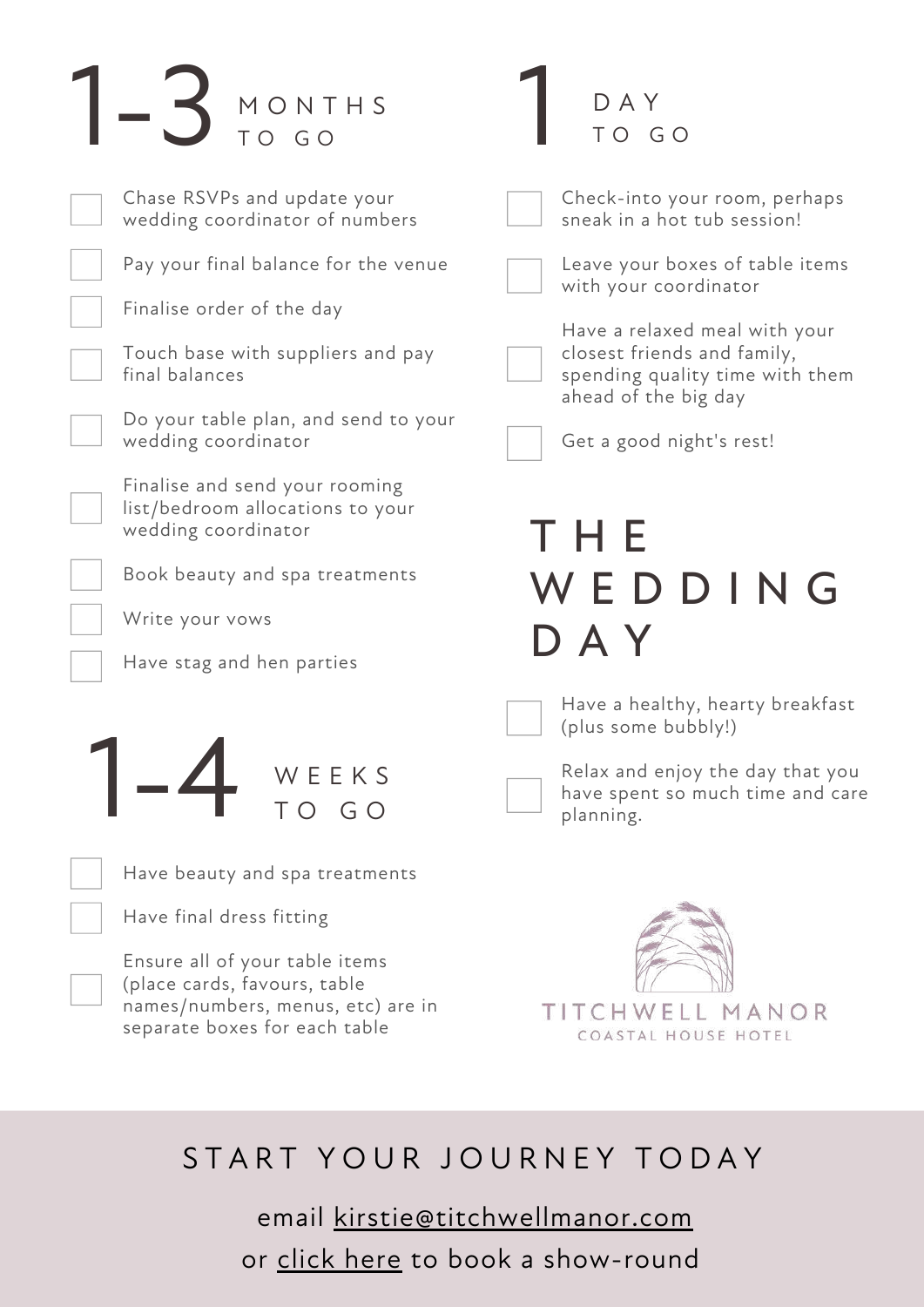## 1-3 MONTHS TO GO

- [ ] Chase RSVPs and update your wedding coordinator of numbers
- [ ] Pay your final balance for the venue
- [ ] Finalise order of the day
- [ ] Touch base with suppliers and pay final balances
- [ ] Do your table plan, and send to your wedding coordinator
- [ ] Finalise and send your rooming list/bedroom allocations to your wedding coordinator
- [ ] Book beauty and spa treatments
- [ ] Write your vows
- [ ] Have stag and hen parties

## 1-4 WEEKS TO GO

- [ ] Have beauty and spa treatments
- [ ] Have final dress fitting
- [ ] Ensure all of your table items (place cards, favours, table names/numbers, menus, etc) are in separate boxes for each table

## 1 DAY TO GO

- [ ] Check-into your room, perhaps sneak in a hot tub session!
- [ ] Leave your boxes of table items with your coordinator
- [ ] Have a relaxed meal with your closest friends and family, spending quality time with them ahead of the big day
- [ ] Get a good night's rest!

## THE WEDDING DAY

- [ ] Have a healthy, hearty breakfast (plus some bubbly!)
- [ ] Relax and enjoy the day that you have spent so much time and care planning.

TITCHWELL MANOR
COASTAL HOUSE HOTEL

## START YOUR JOURNEY TODAY

email kirstie@titchwellmanor.com

or click here to book a show-round